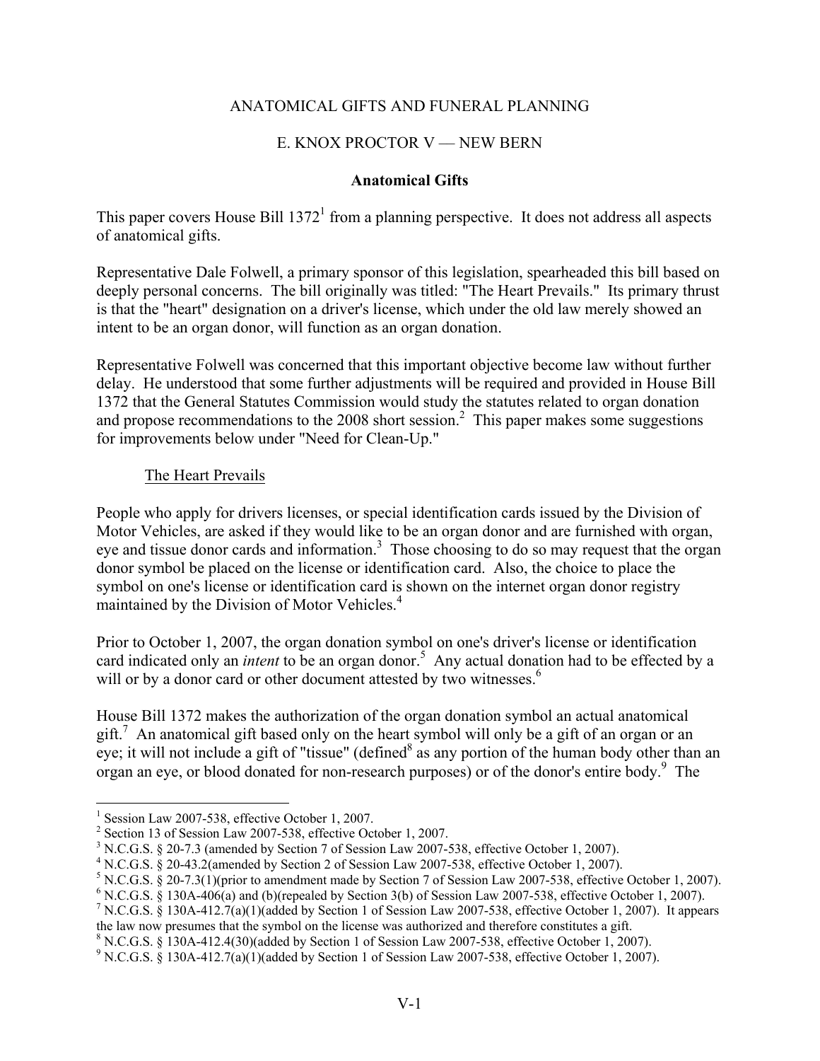# ANATOMICAL GIFTS AND FUNERAL PLANNING

## E. KNOX PROCTOR V — NEW BERN

### Anatomical Gifts

This paper covers House Bill 1372[1] from a planning perspective. It does not address all aspects of anatomical gifts.

Representative Dale Folwell, a primary sponsor of this legislation, spearheaded this bill based on deeply personal concerns. The bill originally was titled: "The Heart Prevails." Its primary thrust is that the "heart" designation on a driver's license, which under the old law merely showed an intent to be an organ donor, will function as an organ donation.

Representative Folwell was concerned that this important objective become law without further delay. He understood that some further adjustments will be required and provided in House Bill 1372 that the General Statutes Commission would study the statutes related to organ donation and propose recommendations to the 2008 short session.[2] This paper makes some suggestions for improvements below under "Need for Clean-Up."

#### The Heart Prevails

People who apply for drivers licenses, or special identification cards issued by the Division of Motor Vehicles, are asked if they would like to be an organ donor and are furnished with organ, eye and tissue donor cards and information.[3] Those choosing to do so may request that the organ donor symbol be placed on the license or identification card. Also, the choice to place the symbol on one's license or identification card is shown on the internet organ donor registry maintained by the Division of Motor Vehicles.[4]

Prior to October 1, 2007, the organ donation symbol on one's driver's license or identification card indicated only an *intent* to be an organ donor.[5] Any actual donation had to be effected by a will or by a donor card or other document attested by two witnesses.[6]

House Bill 1372 makes the authorization of the organ donation symbol an actual anatomical gift.[7] An anatomical gift based only on the heart symbol will only be a gift of an organ or an eye; it will not include a gift of "tissue" (defined[8] as any portion of the human body other than an organ an eye, or blood donated for non-research purposes) or of the donor's entire body.[9] The

---

[1] Session Law 2007-538, effective October 1, 2007.

[2] Section 13 of Session Law 2007-538, effective October 1, 2007.

[3] N.C.G.S. § 20-7.3 (amended by Section 7 of Session Law 2007-538, effective October 1, 2007).

[4] N.C.G.S. § 20-43.2(amended by Section 2 of Session Law 2007-538, effective October 1, 2007).

[5] N.C.G.S. § 20-7.3(1)(prior to amendment made by Section 7 of Session Law 2007-538, effective October 1, 2007).

[6] N.C.G.S. § 130A-406(a) and (b)(repealed by Section 3(b) of Session Law 2007-538, effective October 1, 2007).

[7] N.C.G.S. § 130A-412.7(a)(1)(added by Section 1 of Session Law 2007-538, effective October 1, 2007). It appears the law now presumes that the symbol on the license was authorized and therefore constitutes a gift.

[8] N.C.G.S. § 130A-412.4(30)(added by Section 1 of Session Law 2007-538, effective October 1, 2007).

[9] N.C.G.S. § 130A-412.7(a)(1)(added by Section 1 of Session Law 2007-538, effective October 1, 2007).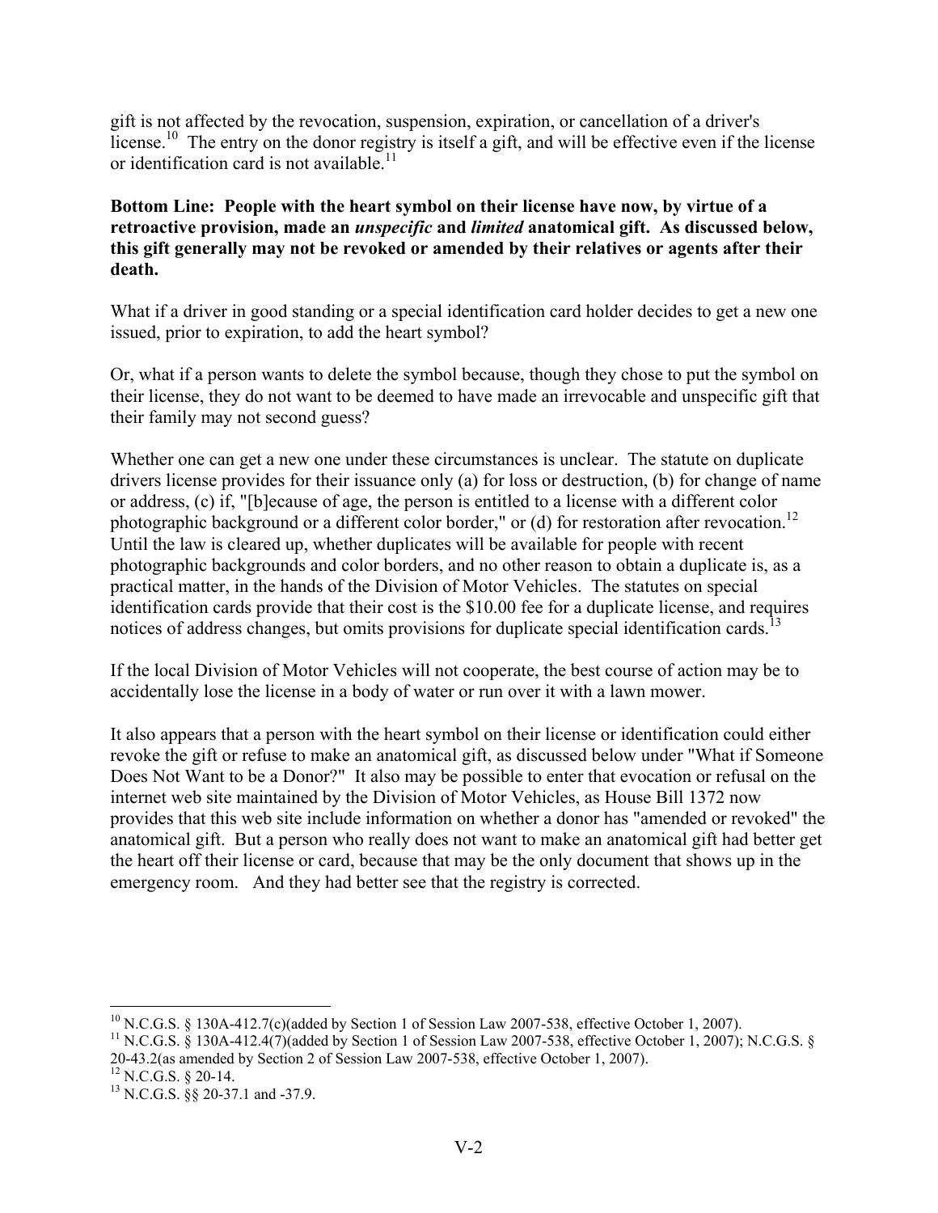gift is not affected by the revocation, suspension, expiration, or cancellation of a driver's license.[10] The entry on the donor registry is itself a gift, and will be effective even if the license or identification card is not available.[11]

**Bottom Line: People with the heart symbol on their license have now, by virtue of a retroactive provision, made an *unspecific* and *limited* anatomical gift. As discussed below, this gift generally may not be revoked or amended by their relatives or agents after their death.**

What if a driver in good standing or a special identification card holder decides to get a new one issued, prior to expiration, to add the heart symbol?

Or, what if a person wants to delete the symbol because, though they chose to put the symbol on their license, they do not want to be deemed to have made an irrevocable and unspecific gift that their family may not second guess?

Whether one can get a new one under these circumstances is unclear. The statute on duplicate drivers license provides for their issuance only (a) for loss or destruction, (b) for change of name or address, (c) if, "[b]ecause of age, the person is entitled to a license with a different color photographic background or a different color border," or (d) for restoration after revocation.[12] Until the law is cleared up, whether duplicates will be available for people with recent photographic backgrounds and color borders, and no other reason to obtain a duplicate is, as a practical matter, in the hands of the Division of Motor Vehicles. The statutes on special identification cards provide that their cost is the $10.00 fee for a duplicate license, and requires notices of address changes, but omits provisions for duplicate special identification cards.[13]

If the local Division of Motor Vehicles will not cooperate, the best course of action may be to accidentally lose the license in a body of water or run over it with a lawn mower.

It also appears that a person with the heart symbol on their license or identification could either revoke the gift or refuse to make an anatomical gift, as discussed below under "What if Someone Does Not Want to be a Donor?" It also may be possible to enter that evocation or refusal on the internet web site maintained by the Division of Motor Vehicles, as House Bill 1372 now provides that this web site include information on whether a donor has "amended or revoked" the anatomical gift. But a person who really does not want to make an anatomical gift had better get the heart off their license or card, because that may be the only document that shows up in the emergency room. And they had better see that the registry is corrected.

---

[10] N.C.G.S. § 130A-412.7(c)(added by Section 1 of Session Law 2007-538, effective October 1, 2007).

[11] N.C.G.S. § 130A-412.4(7)(added by Section 1 of Session Law 2007-538, effective October 1, 2007); N.C.G.S. § 20-43.2(as amended by Section 2 of Session Law 2007-538, effective October 1, 2007).

[12] N.C.G.S. § 20-14.

[13] N.C.G.S. §§ 20-37.1 and -37.9.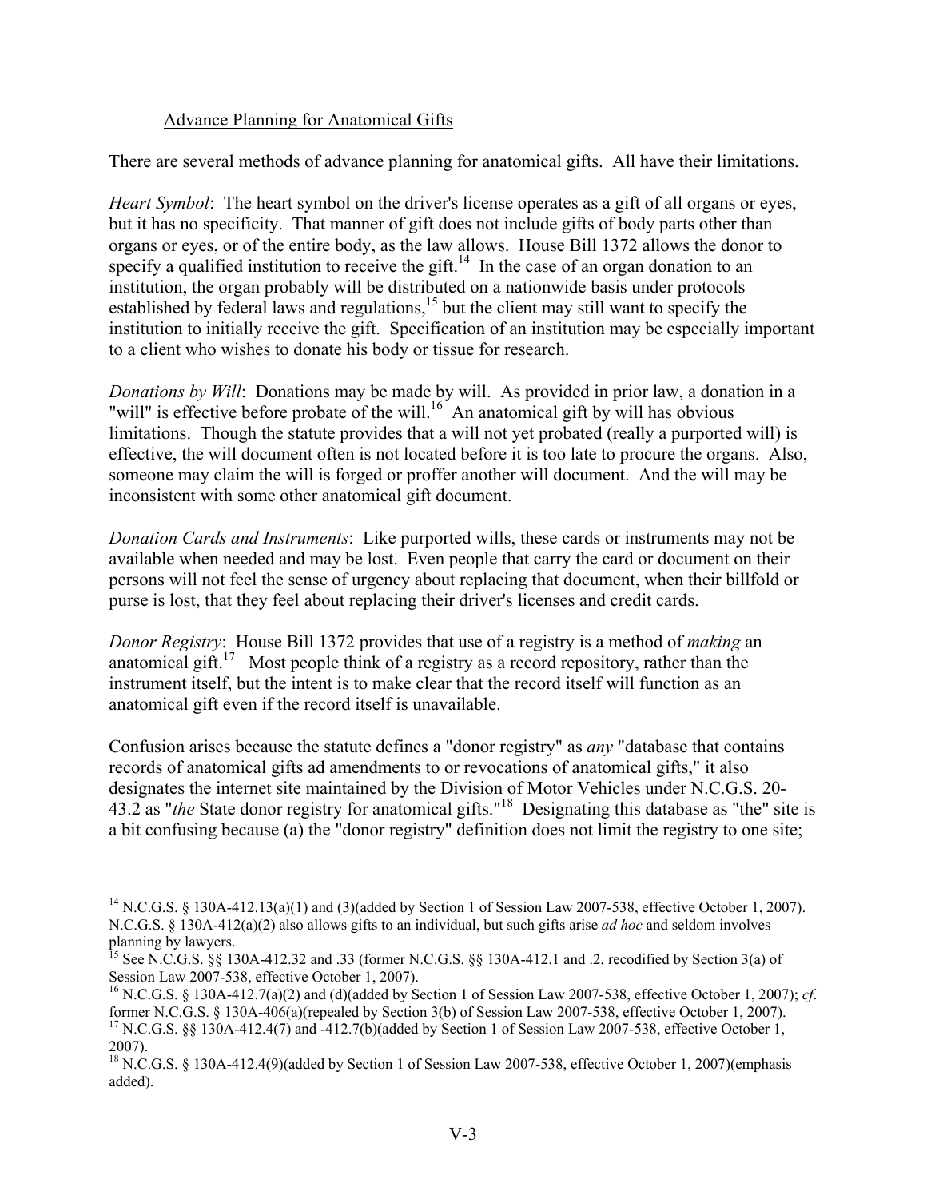## Advance Planning for Anatomical Gifts

There are several methods of advance planning for anatomical gifts. All have their limitations.

*Heart Symbol*: The heart symbol on the driver's license operates as a gift of all organs or eyes, but it has no specificity. That manner of gift does not include gifts of body parts other than organs or eyes, or of the entire body, as the law allows. House Bill 1372 allows the donor to specify a qualified institution to receive the gift.[14] In the case of an organ donation to an institution, the organ probably will be distributed on a nationwide basis under protocols established by federal laws and regulations,[15] but the client may still want to specify the institution to initially receive the gift. Specification of an institution may be especially important to a client who wishes to donate his body or tissue for research.

*Donations by Will*: Donations may be made by will. As provided in prior law, a donation in a "will" is effective before probate of the will.[16] An anatomical gift by will has obvious limitations. Though the statute provides that a will not yet probated (really a purported will) is effective, the will document often is not located before it is too late to procure the organs. Also, someone may claim the will is forged or proffer another will document. And the will may be inconsistent with some other anatomical gift document.

*Donation Cards and Instruments*: Like purported wills, these cards or instruments may not be available when needed and may be lost. Even people that carry the card or document on their persons will not feel the sense of urgency about replacing that document, when their billfold or purse is lost, that they feel about replacing their driver's licenses and credit cards.

*Donor Registry*: House Bill 1372 provides that use of a registry is a method of *making* an anatomical gift.[17] Most people think of a registry as a record repository, rather than the instrument itself, but the intent is to make clear that the record itself will function as an anatomical gift even if the record itself is unavailable.

Confusion arises because the statute defines a "donor registry" as *any* "database that contains records of anatomical gifts ad amendments to or revocations of anatomical gifts," it also designates the internet site maintained by the Division of Motor Vehicles under N.C.G.S. 20-43.2 as "*the* State donor registry for anatomical gifts."[18] Designating this database as "the" site is a bit confusing because (a) the "donor registry" definition does not limit the registry to one site;

---

[14] N.C.G.S. § 130A-412.13(a)(1) and (3)(added by Section 1 of Session Law 2007-538, effective October 1, 2007). N.C.G.S. § 130A-412(a)(2) also allows gifts to an individual, but such gifts arise *ad hoc* and seldom involves planning by lawyers.

[15] See N.C.G.S. §§ 130A-412.32 and .33 (former N.C.G.S. §§ 130A-412.1 and .2, recodified by Section 3(a) of Session Law 2007-538, effective October 1, 2007).

[16] N.C.G.S. § 130A-412.7(a)(2) and (d)(added by Section 1 of Session Law 2007-538, effective October 1, 2007); *cf*. former N.C.G.S. § 130A-406(a)(repealed by Section 3(b) of Session Law 2007-538, effective October 1, 2007).

[17] N.C.G.S. §§ 130A-412.4(7) and -412.7(b)(added by Section 1 of Session Law 2007-538, effective October 1, 2007).

[18] N.C.G.S. § 130A-412.4(9)(added by Section 1 of Session Law 2007-538, effective October 1, 2007)(emphasis added).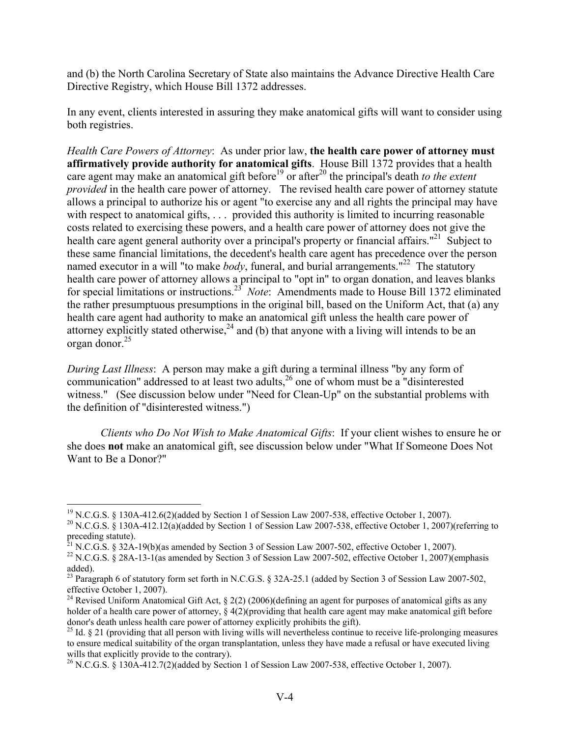and (b) the North Carolina Secretary of State also maintains the Advance Directive Health Care Directive Registry, which House Bill 1372 addresses.

In any event, clients interested in assuring they make anatomical gifts will want to consider using both registries.

*Health Care Powers of Attorney*: As under prior law, **the health care power of attorney must affirmatively provide authority for anatomical gifts**. House Bill 1372 provides that a health care agent may make an anatomical gift before[19] or after[20] the principal's death *to the extent provided* in the health care power of attorney. The revised health care power of attorney statute allows a principal to authorize his or agent "to exercise any and all rights the principal may have with respect to anatomical gifts, . . . provided this authority is limited to incurring reasonable costs related to exercising these powers, and a health care power of attorney does not give the health care agent general authority over a principal's property or financial affairs."[21] Subject to these same financial limitations, the decedent's health care agent has precedence over the person named executor in a will "to make *body*, funeral, and burial arrangements."[22] The statutory health care power of attorney allows a principal to "opt in" to organ donation, and leaves blanks for special limitations or instructions.[23] *Note*: Amendments made to House Bill 1372 eliminated the rather presumptuous presumptions in the original bill, based on the Uniform Act, that (a) any health care agent had authority to make an anatomical gift unless the health care power of attorney explicitly stated otherwise,[24] and (b) that anyone with a living will intends to be an organ donor.[25]

*During Last Illness*: A person may make a gift during a terminal illness "by any form of communication" addressed to at least two adults,[26] one of whom must be a "disinterested witness." (See discussion below under "Need for Clean-Up" on the substantial problems with the definition of "disinterested witness.")

*Clients who Do Not Wish to Make Anatomical Gifts*: If your client wishes to ensure he or she does **not** make an anatomical gift, see discussion below under "What If Someone Does Not Want to Be a Donor?"

---

[19] N.C.G.S. § 130A-412.6(2)(added by Section 1 of Session Law 2007-538, effective October 1, 2007).

[20] N.C.G.S. § 130A-412.12(a)(added by Section 1 of Session Law 2007-538, effective October 1, 2007)(referring to preceding statute).

[21] N.C.G.S. § 32A-19(b)(as amended by Section 3 of Session Law 2007-502, effective October 1, 2007).

[22] N.C.G.S. § 28A-13-1(as amended by Section 3 of Session Law 2007-502, effective October 1, 2007)(emphasis added).

[23] Paragraph 6 of statutory form set forth in N.C.G.S. § 32A-25.1 (added by Section 3 of Session Law 2007-502, effective October 1, 2007).

[24] Revised Uniform Anatomical Gift Act, § 2(2) (2006)(defining an agent for purposes of anatomical gifts as any holder of a health care power of attorney, § 4(2)(providing that health care agent may make anatomical gift before donor's death unless health care power of attorney explicitly prohibits the gift).

[25] Id. § 21 (providing that all person with living wills will nevertheless continue to receive life-prolonging measures to ensure medical suitability of the organ transplantation, unless they have made a refusal or have executed living wills that explicitly provide to the contrary).

[26] N.C.G.S. § 130A-412.7(2)(added by Section 1 of Session Law 2007-538, effective October 1, 2007).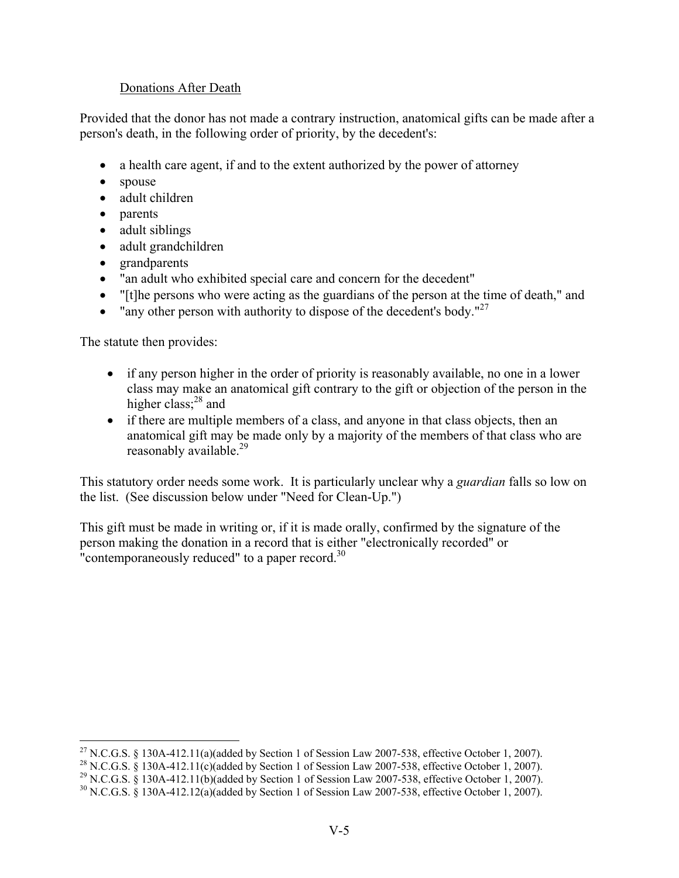Donations After Death

Provided that the donor has not made a contrary instruction, anatomical gifts can be made after a person's death, in the following order of priority, by the decedent's:

- a health care agent, if and to the extent authorized by the power of attorney
- spouse
- adult children
- parents
- adult siblings
- adult grandchildren
- grandparents
- "an adult who exhibited special care and concern for the decedent"
- "[t]he persons who were acting as the guardians of the person at the time of death," and
- "any other person with authority to dispose of the decedent's body."[27]

The statute then provides:

- if any person higher in the order of priority is reasonably available, no one in a lower class may make an anatomical gift contrary to the gift or objection of the person in the higher class;[28] and
- if there are multiple members of a class, and anyone in that class objects, then an anatomical gift may be made only by a majority of the members of that class who are reasonably available.[29]

This statutory order needs some work. It is particularly unclear why a *guardian* falls so low on the list. (See discussion below under "Need for Clean-Up.")

This gift must be made in writing or, if it is made orally, confirmed by the signature of the person making the donation in a record that is either "electronically recorded" or "contemporaneously reduced" to a paper record.[30]

---

[27] N.C.G.S. § 130A-412.11(a)(added by Section 1 of Session Law 2007-538, effective October 1, 2007).

[28] N.C.G.S. § 130A-412.11(c)(added by Section 1 of Session Law 2007-538, effective October 1, 2007).

[29] N.C.G.S. § 130A-412.11(b)(added by Section 1 of Session Law 2007-538, effective October 1, 2007).

[30] N.C.G.S. § 130A-412.12(a)(added by Section 1 of Session Law 2007-538, effective October 1, 2007).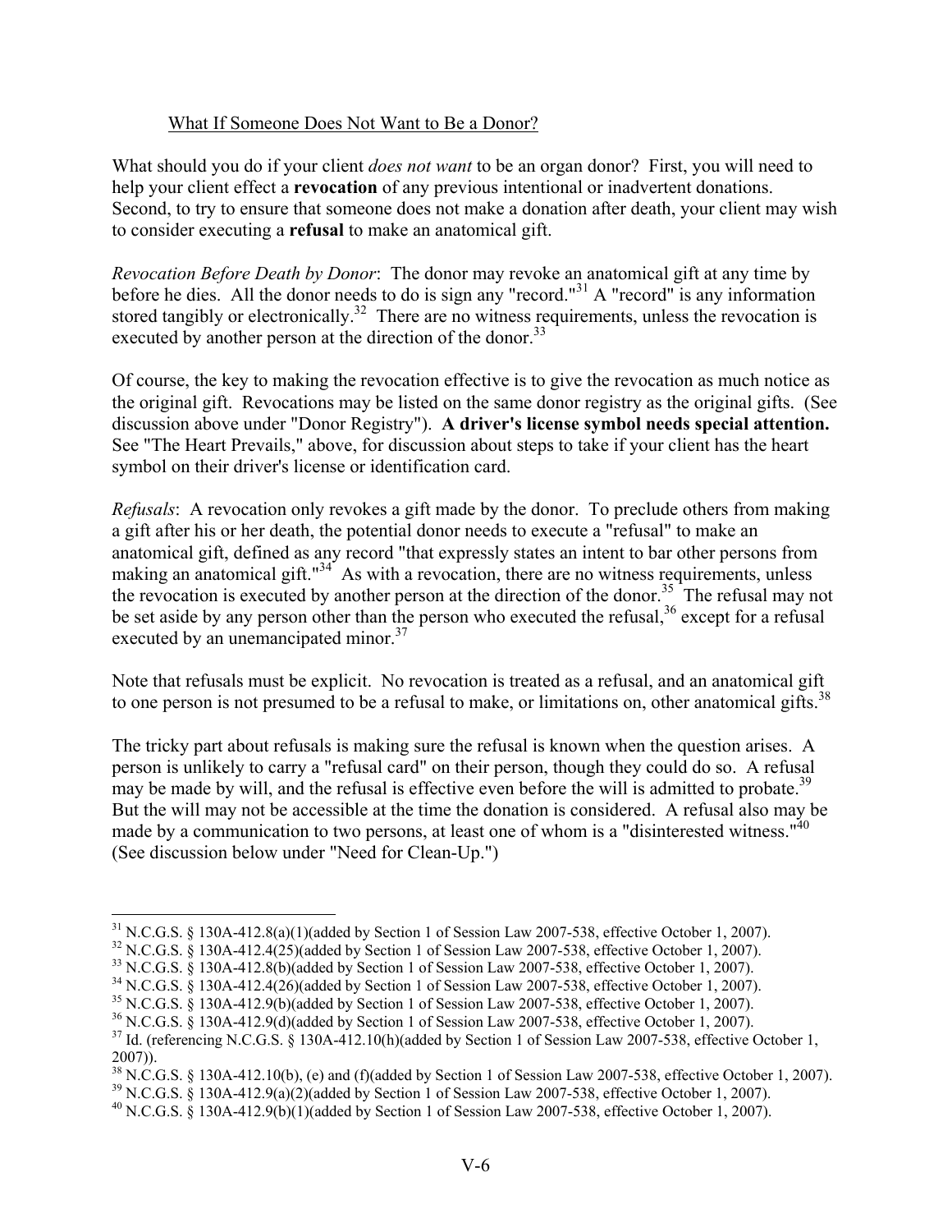## What If Someone Does Not Want to Be a Donor?

What should you do if your client *does not want* to be an organ donor? First, you will need to help your client effect a **revocation** of any previous intentional or inadvertent donations. Second, to try to ensure that someone does not make a donation after death, your client may wish to consider executing a **refusal** to make an anatomical gift.

*Revocation Before Death by Donor*: The donor may revoke an anatomical gift at any time by before he dies. All the donor needs to do is sign any "record."[31] A "record" is any information stored tangibly or electronically.[32] There are no witness requirements, unless the revocation is executed by another person at the direction of the donor.[33]

Of course, the key to making the revocation effective is to give the revocation as much notice as the original gift. Revocations may be listed on the same donor registry as the original gifts. (See discussion above under "Donor Registry"). **A driver's license symbol needs special attention.** See "The Heart Prevails," above, for discussion about steps to take if your client has the heart symbol on their driver's license or identification card.

*Refusals*: A revocation only revokes a gift made by the donor. To preclude others from making a gift after his or her death, the potential donor needs to execute a "refusal" to make an anatomical gift, defined as any record "that expressly states an intent to bar other persons from making an anatomical gift."[34] As with a revocation, there are no witness requirements, unless the revocation is executed by another person at the direction of the donor.[35] The refusal may not be set aside by any person other than the person who executed the refusal,[36] except for a refusal executed by an unemancipated minor.[37]

Note that refusals must be explicit. No revocation is treated as a refusal, and an anatomical gift to one person is not presumed to be a refusal to make, or limitations on, other anatomical gifts.[38]

The tricky part about refusals is making sure the refusal is known when the question arises. A person is unlikely to carry a "refusal card" on their person, though they could do so. A refusal may be made by will, and the refusal is effective even before the will is admitted to probate.[39] But the will may not be accessible at the time the donation is considered. A refusal also may be made by a communication to two persons, at least one of whom is a "disinterested witness."[40] (See discussion below under "Need for Clean-Up.")

---

[31] N.C.G.S. § 130A-412.8(a)(1)(added by Section 1 of Session Law 2007-538, effective October 1, 2007).

[32] N.C.G.S. § 130A-412.4(25)(added by Section 1 of Session Law 2007-538, effective October 1, 2007).

[33] N.C.G.S. § 130A-412.8(b)(added by Section 1 of Session Law 2007-538, effective October 1, 2007).

[34] N.C.G.S. § 130A-412.4(26)(added by Section 1 of Session Law 2007-538, effective October 1, 2007).

[35] N.C.G.S. § 130A-412.9(b)(added by Section 1 of Session Law 2007-538, effective October 1, 2007).

[36] N.C.G.S. § 130A-412.9(d)(added by Section 1 of Session Law 2007-538, effective October 1, 2007).

[37] Id. (referencing N.C.G.S. § 130A-412.10(h)(added by Section 1 of Session Law 2007-538, effective October 1, 2007)).

[38] N.C.G.S. § 130A-412.10(b), (e) and (f)(added by Section 1 of Session Law 2007-538, effective October 1, 2007).

[39] N.C.G.S. § 130A-412.9(a)(2)(added by Section 1 of Session Law 2007-538, effective October 1, 2007).

[40] N.C.G.S. § 130A-412.9(b)(1)(added by Section 1 of Session Law 2007-538, effective October 1, 2007).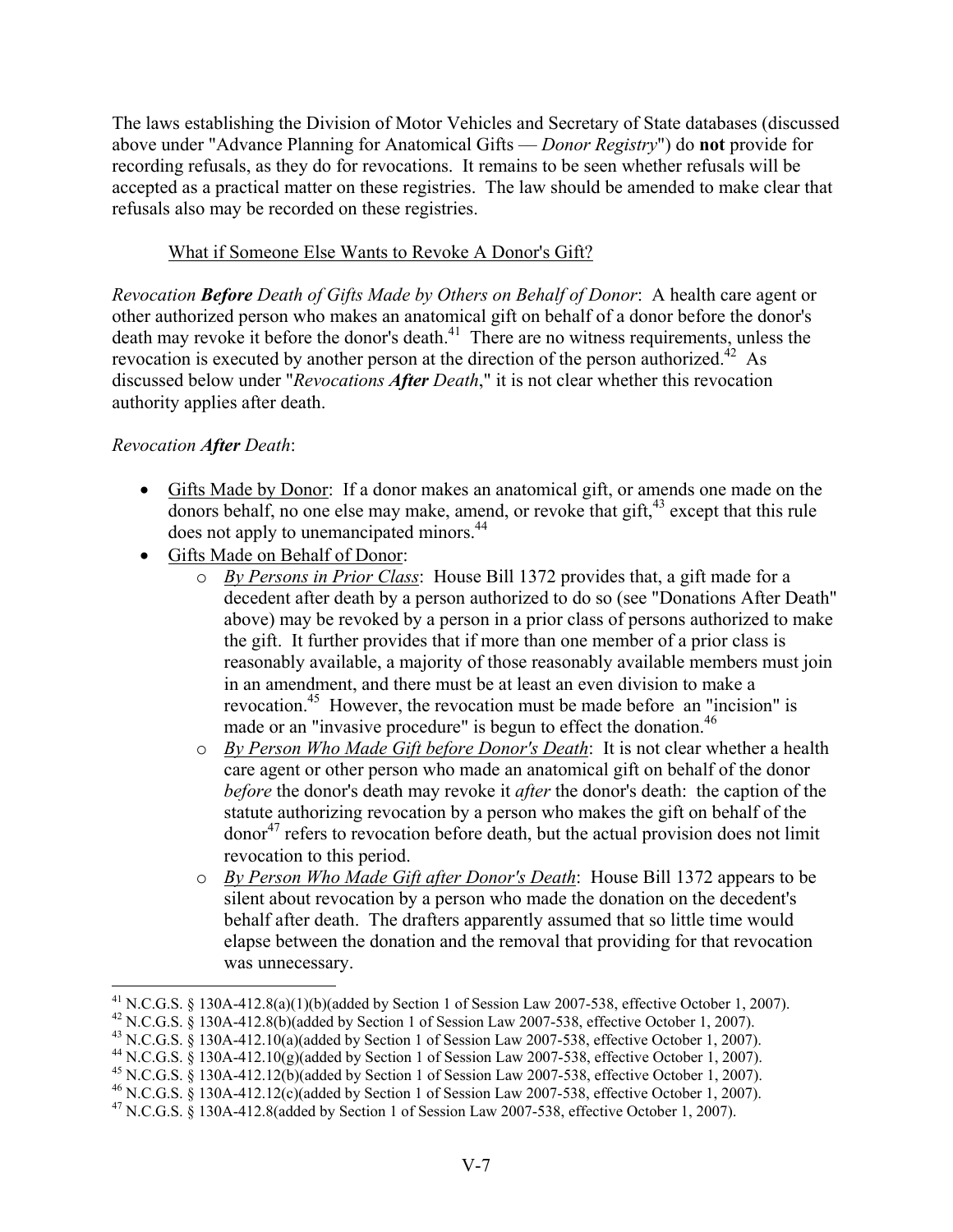The laws establishing the Division of Motor Vehicles and Secretary of State databases (discussed above under "Advance Planning for Anatomical Gifts — *Donor Registry*") do **not** provide for recording refusals, as they do for revocations. It remains to be seen whether refusals will be accepted as a practical matter on these registries. The law should be amended to make clear that refusals also may be recorded on these registries.

<u>What if Someone Else Wants to Revoke A Donor's Gift?</u>

*Revocation **Before** Death of Gifts Made by Others on Behalf of Donor*: A health care agent or other authorized person who makes an anatomical gift on behalf of a donor before the donor's death may revoke it before the donor's death.[41] There are no witness requirements, unless the revocation is executed by another person at the direction of the person authorized.[42] As discussed below under "*Revocations **After** Death*," it is not clear whether this revocation authority applies after death.

*Revocation **After** Death*:

- <u>Gifts Made by Donor</u>: If a donor makes an anatomical gift, or amends one made on the donors behalf, no one else may make, amend, or revoke that gift,[43] except that this rule does not apply to unemancipated minors.[44]
- <u>Gifts Made on Behalf of Donor</u>:
    - *<u>By Persons in Prior Class</u>*: House Bill 1372 provides that, a gift made for a decedent after death by a person authorized to do so (see "Donations After Death" above) may be revoked by a person in a prior class of persons authorized to make the gift. It further provides that if more than one member of a prior class is reasonably available, a majority of those reasonably available members must join in an amendment, and there must be at least an even division to make a revocation.[45] However, the revocation must be made before an "incision" is made or an "invasive procedure" is begun to effect the donation.[46]
    - *<u>By Person Who Made Gift before Donor's Death</u>*: It is not clear whether a health care agent or other person who made an anatomical gift on behalf of the donor *before* the donor's death may revoke it *after* the donor's death: the caption of the statute authorizing revocation by a person who makes the gift on behalf of the donor[47] refers to revocation before death, but the actual provision does not limit revocation to this period.
    - *<u>By Person Who Made Gift after Donor's Death</u>*: House Bill 1372 appears to be silent about revocation by a person who made the donation on the decedent's behalf after death. The drafters apparently assumed that so little time would elapse between the donation and the removal that providing for that revocation was unnecessary.

---

[41] N.C.G.S. § 130A-412.8(a)(1)(b)(added by Section 1 of Session Law 2007-538, effective October 1, 2007).
[42] N.C.G.S. § 130A-412.8(b)(added by Section 1 of Session Law 2007-538, effective October 1, 2007).
[43] N.C.G.S. § 130A-412.10(a)(added by Section 1 of Session Law 2007-538, effective October 1, 2007).
[44] N.C.G.S. § 130A-412.10(g)(added by Section 1 of Session Law 2007-538, effective October 1, 2007).
[45] N.C.G.S. § 130A-412.12(b)(added by Section 1 of Session Law 2007-538, effective October 1, 2007).
[46] N.C.G.S. § 130A-412.12(c)(added by Section 1 of Session Law 2007-538, effective October 1, 2007).
[47] N.C.G.S. § 130A-412.8(added by Section 1 of Session Law 2007-538, effective October 1, 2007).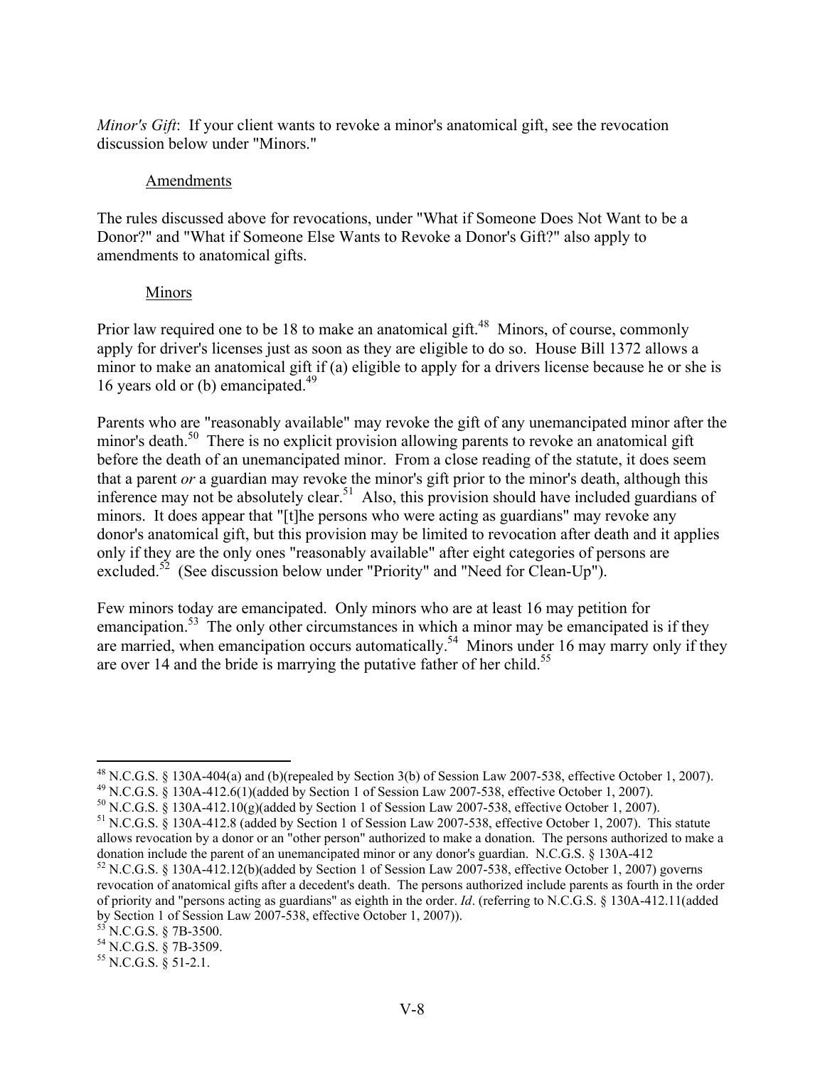*Minor's Gift*: If your client wants to revoke a minor's anatomical gift, see the revocation discussion below under "Minors."

### Amendments

The rules discussed above for revocations, under "What if Someone Does Not Want to be a Donor?" and "What if Someone Else Wants to Revoke a Donor's Gift?" also apply to amendments to anatomical gifts.

### Minors

Prior law required one to be 18 to make an anatomical gift.[48] Minors, of course, commonly apply for driver's licenses just as soon as they are eligible to do so. House Bill 1372 allows a minor to make an anatomical gift if (a) eligible to apply for a drivers license because he or she is 16 years old or (b) emancipated.[49]

Parents who are "reasonably available" may revoke the gift of any unemancipated minor after the minor's death.[50] There is no explicit provision allowing parents to revoke an anatomical gift before the death of an unemancipated minor. From a close reading of the statute, it does seem that a parent *or* a guardian may revoke the minor's gift prior to the minor's death, although this inference may not be absolutely clear.[51] Also, this provision should have included guardians of minors. It does appear that "[t]he persons who were acting as guardians" may revoke any donor's anatomical gift, but this provision may be limited to revocation after death and it applies only if they are the only ones "reasonably available" after eight categories of persons are excluded.[52] (See discussion below under "Priority" and "Need for Clean-Up").

Few minors today are emancipated. Only minors who are at least 16 may petition for emancipation.[53] The only other circumstances in which a minor may be emancipated is if they are married, when emancipation occurs automatically.[54] Minors under 16 may marry only if they are over 14 and the bride is marrying the putative father of her child.[55]

---

[48] N.C.G.S. § 130A-404(a) and (b)(repealed by Section 3(b) of Session Law 2007-538, effective October 1, 2007).

[49] N.C.G.S. § 130A-412.6(1)(added by Section 1 of Session Law 2007-538, effective October 1, 2007).

[50] N.C.G.S. § 130A-412.10(g)(added by Section 1 of Session Law 2007-538, effective October 1, 2007).

[51] N.C.G.S. § 130A-412.8 (added by Section 1 of Session Law 2007-538, effective October 1, 2007). This statute allows revocation by a donor or an "other person" authorized to make a donation. The persons authorized to make a donation include the parent of an unemancipated minor or any donor's guardian. N.C.G.S. § 130A-412

[52] N.C.G.S. § 130A-412.12(b)(added by Section 1 of Session Law 2007-538, effective October 1, 2007) governs revocation of anatomical gifts after a decedent's death. The persons authorized include parents as fourth in the order of priority and "persons acting as guardians" as eighth in the order. *Id*. (referring to N.C.G.S. § 130A-412.11(added by Section 1 of Session Law 2007-538, effective October 1, 2007)).

[53] N.C.G.S. § 7B-3500.

[54] N.C.G.S. § 7B-3509.

[55] N.C.G.S. § 51-2.1.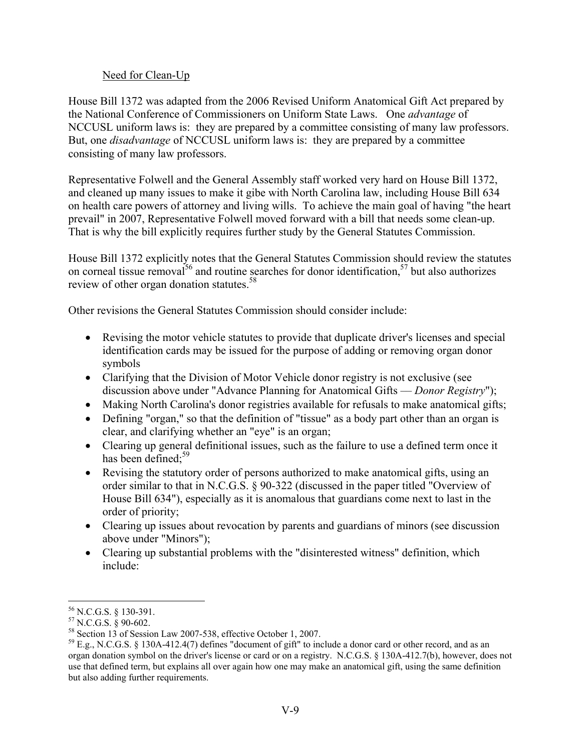Need for Clean-Up

House Bill 1372 was adapted from the 2006 Revised Uniform Anatomical Gift Act prepared by the National Conference of Commissioners on Uniform State Laws. One *advantage* of NCCUSL uniform laws is: they are prepared by a committee consisting of many law professors. But, one *disadvantage* of NCCUSL uniform laws is: they are prepared by a committee consisting of many law professors.

Representative Folwell and the General Assembly staff worked very hard on House Bill 1372, and cleaned up many issues to make it gibe with North Carolina law, including House Bill 634 on health care powers of attorney and living wills. To achieve the main goal of having "the heart prevail" in 2007, Representative Folwell moved forward with a bill that needs some clean-up. That is why the bill explicitly requires further study by the General Statutes Commission.

House Bill 1372 explicitly notes that the General Statutes Commission should review the statutes on corneal tissue removal[56] and routine searches for donor identification,[57] but also authorizes review of other organ donation statutes.[58]

Other revisions the General Statutes Commission should consider include:

- Revising the motor vehicle statutes to provide that duplicate driver's licenses and special identification cards may be issued for the purpose of adding or removing organ donor symbols
- Clarifying that the Division of Motor Vehicle donor registry is not exclusive (see discussion above under "Advance Planning for Anatomical Gifts — *Donor Registry*");
- Making North Carolina's donor registries available for refusals to make anatomical gifts;
- Defining "organ," so that the definition of "tissue" as a body part other than an organ is clear, and clarifying whether an "eye" is an organ;
- Clearing up general definitional issues, such as the failure to use a defined term once it has been defined;[59]
- Revising the statutory order of persons authorized to make anatomical gifts, using an order similar to that in N.C.G.S. § 90-322 (discussed in the paper titled "Overview of House Bill 634"), especially as it is anomalous that guardians come next to last in the order of priority;
- Clearing up issues about revocation by parents and guardians of minors (see discussion above under "Minors");
- Clearing up substantial problems with the "disinterested witness" definition, which include:

---

[56] N.C.G.S. § 130-391.

[57] N.C.G.S. § 90-602.

[58] Section 13 of Session Law 2007-538, effective October 1, 2007.

[59] E.g., N.C.G.S. § 130A-412.4(7) defines "document of gift" to include a donor card or other record, and as an organ donation symbol on the driver's license or card or on a registry. N.C.G.S. § 130A-412.7(b), however, does not use that defined term, but explains all over again how one may make an anatomical gift, using the same definition but also adding further requirements.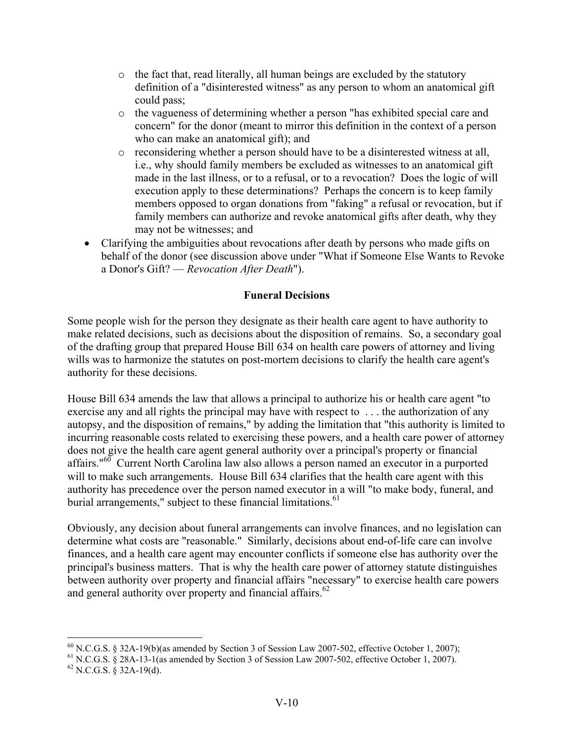- the fact that, read literally, all human beings are excluded by the statutory definition of a "disinterested witness" as any person to whom an anatomical gift could pass;
  - the vagueness of determining whether a person "has exhibited special care and concern" for the donor (meant to mirror this definition in the context of a person who can make an anatomical gift); and
  - reconsidering whether a person should have to be a disinterested witness at all, i.e., why should family members be excluded as witnesses to an anatomical gift made in the last illness, or to a refusal, or to a revocation? Does the logic of will execution apply to these determinations? Perhaps the concern is to keep family members opposed to organ donations from "faking" a refusal or revocation, but if family members can authorize and revoke anatomical gifts after death, why they may not be witnesses; and
- Clarifying the ambiguities about revocations after death by persons who made gifts on behalf of the donor (see discussion above under "What if Someone Else Wants to Revoke a Donor's Gift? — *Revocation After Death*").

**Funeral Decisions**

Some people wish for the person they designate as their health care agent to have authority to make related decisions, such as decisions about the disposition of remains. So, a secondary goal of the drafting group that prepared House Bill 634 on health care powers of attorney and living wills was to harmonize the statutes on post-mortem decisions to clarify the health care agent's authority for these decisions.

House Bill 634 amends the law that allows a principal to authorize his or health care agent "to exercise any and all rights the principal may have with respect to . . . the authorization of any autopsy, and the disposition of remains," by adding the limitation that "this authority is limited to incurring reasonable costs related to exercising these powers, and a health care power of attorney does not give the health care agent general authority over a principal's property or financial affairs."[60] Current North Carolina law also allows a person named an executor in a purported will to make such arrangements. House Bill 634 clarifies that the health care agent with this authority has precedence over the person named executor in a will "to make body, funeral, and burial arrangements," subject to these financial limitations.[61]

Obviously, any decision about funeral arrangements can involve finances, and no legislation can determine what costs are "reasonable." Similarly, decisions about end-of-life care can involve finances, and a health care agent may encounter conflicts if someone else has authority over the principal's business matters. That is why the health care power of attorney statute distinguishes between authority over property and financial affairs "necessary" to exercise health care powers and general authority over property and financial affairs.[62]

---

[60] N.C.G.S. § 32A-19(b)(as amended by Section 3 of Session Law 2007-502, effective October 1, 2007);

[61] N.C.G.S. § 28A-13-1(as amended by Section 3 of Session Law 2007-502, effective October 1, 2007).

[62] N.C.G.S. § 32A-19(d).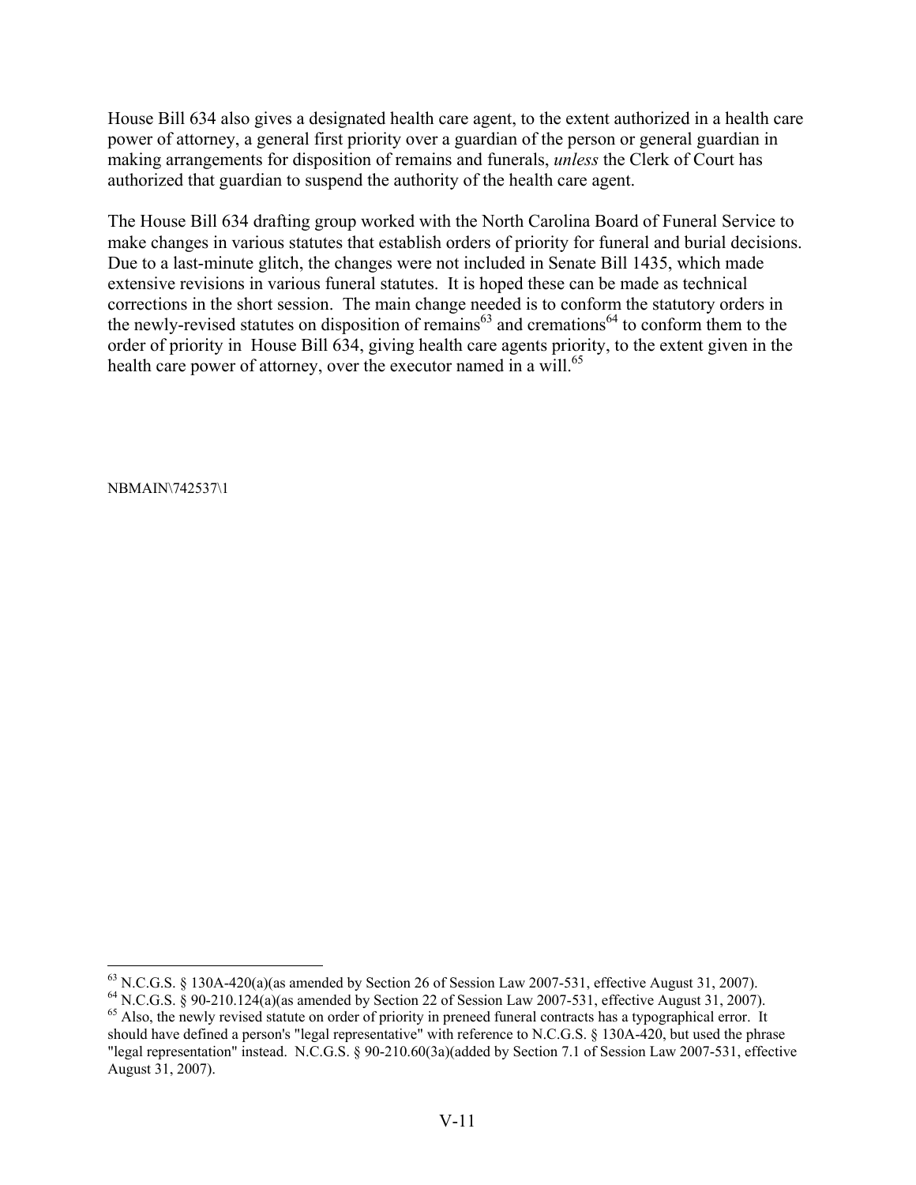House Bill 634 also gives a designated health care agent, to the extent authorized in a health care power of attorney, a general first priority over a guardian of the person or general guardian in making arrangements for disposition of remains and funerals, *unless* the Clerk of Court has authorized that guardian to suspend the authority of the health care agent.

The House Bill 634 drafting group worked with the North Carolina Board of Funeral Service to make changes in various statutes that establish orders of priority for funeral and burial decisions. Due to a last-minute glitch, the changes were not included in Senate Bill 1435, which made extensive revisions in various funeral statutes. It is hoped these can be made as technical corrections in the short session. The main change needed is to conform the statutory orders in the newly-revised statutes on disposition of remains[63] and cremations[64] to conform them to the order of priority in House Bill 634, giving health care agents priority, to the extent given in the health care power of attorney, over the executor named in a will.[65]

NBMAIN\742537\1

---

[63] N.C.G.S. § 130A-420(a)(as amended by Section 26 of Session Law 2007-531, effective August 31, 2007).

[64] N.C.G.S. § 90-210.124(a)(as amended by Section 22 of Session Law 2007-531, effective August 31, 2007).

[65] Also, the newly revised statute on order of priority in preneed funeral contracts has a typographical error. It should have defined a person's "legal representative" with reference to N.C.G.S. § 130A-420, but used the phrase "legal representation" instead. N.C.G.S. § 90-210.60(3a)(added by Section 7.1 of Session Law 2007-531, effective August 31, 2007).